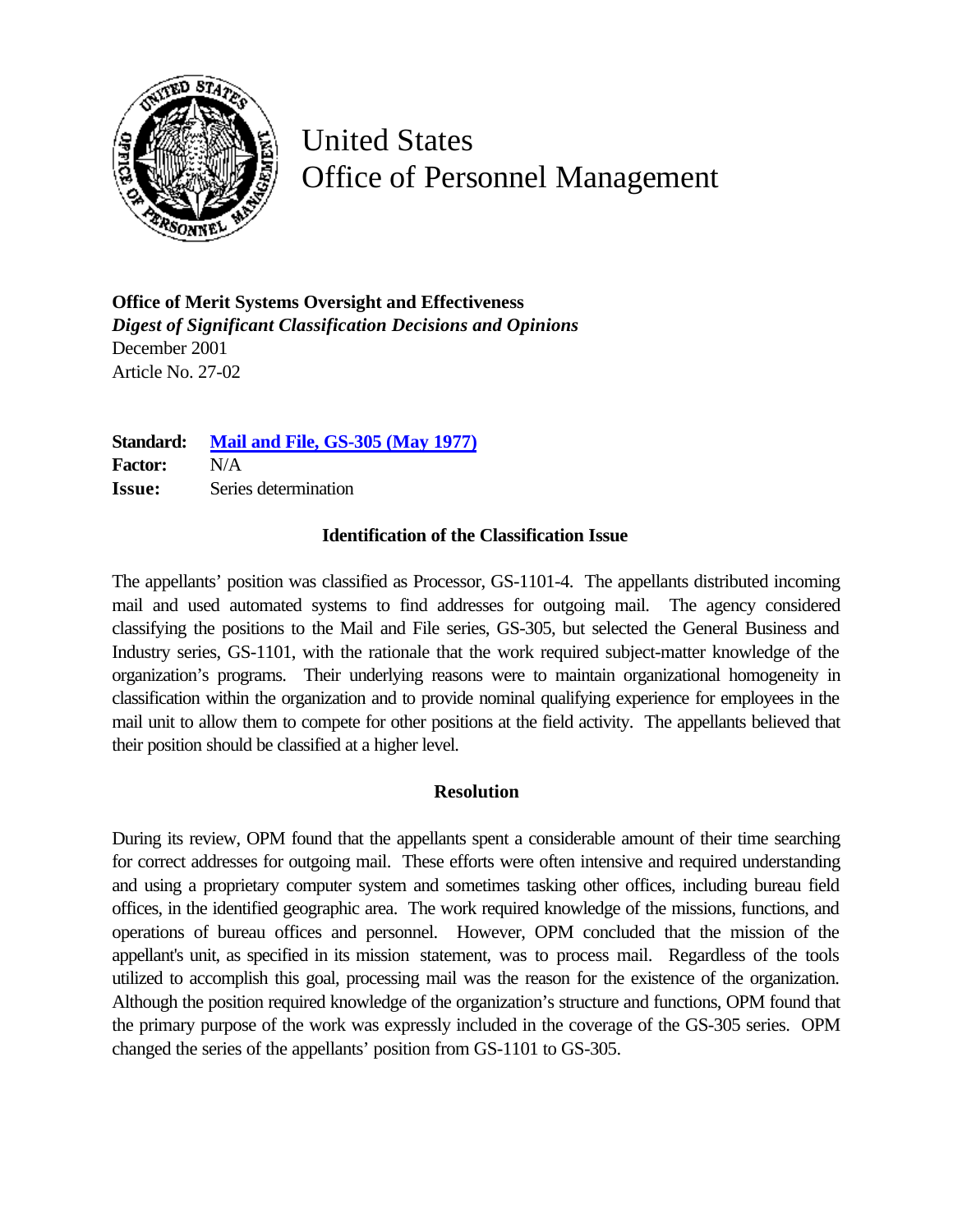# United States Office of Personnel Management

**Office of Merit Systems Oversight and Effectiveness**
*Digest of Significant Classification Decisions and Opinions*
December 2001
Article No. 27-02

**Standard:** Mail and File, GS-305 (May 1977)
**Factor:** N/A
**Issue:** Series determination

### Identification of the Classification Issue

The appellants' position was classified as Processor, GS-1101-4. The appellants distributed incoming mail and used automated systems to find addresses for outgoing mail. The agency considered classifying the positions to the Mail and File series, GS-305, but selected the General Business and Industry series, GS-1101, with the rationale that the work required subject-matter knowledge of the organization's programs. Their underlying reasons were to maintain organizational homogeneity in classification within the organization and to provide nominal qualifying experience for employees in the mail unit to allow them to compete for other positions at the field activity. The appellants believed that their position should be classified at a higher level.

### Resolution

During its review, OPM found that the appellants spent a considerable amount of their time searching for correct addresses for outgoing mail. These efforts were often intensive and required understanding and using a proprietary computer system and sometimes tasking other offices, including bureau field offices, in the identified geographic area. The work required knowledge of the missions, functions, and operations of bureau offices and personnel. However, OPM concluded that the mission of the appellant's unit, as specified in its mission statement, was to process mail. Regardless of the tools utilized to accomplish this goal, processing mail was the reason for the existence of the organization. Although the position required knowledge of the organization's structure and functions, OPM found that the primary purpose of the work was expressly included in the coverage of the GS-305 series. OPM changed the series of the appellants' position from GS-1101 to GS-305.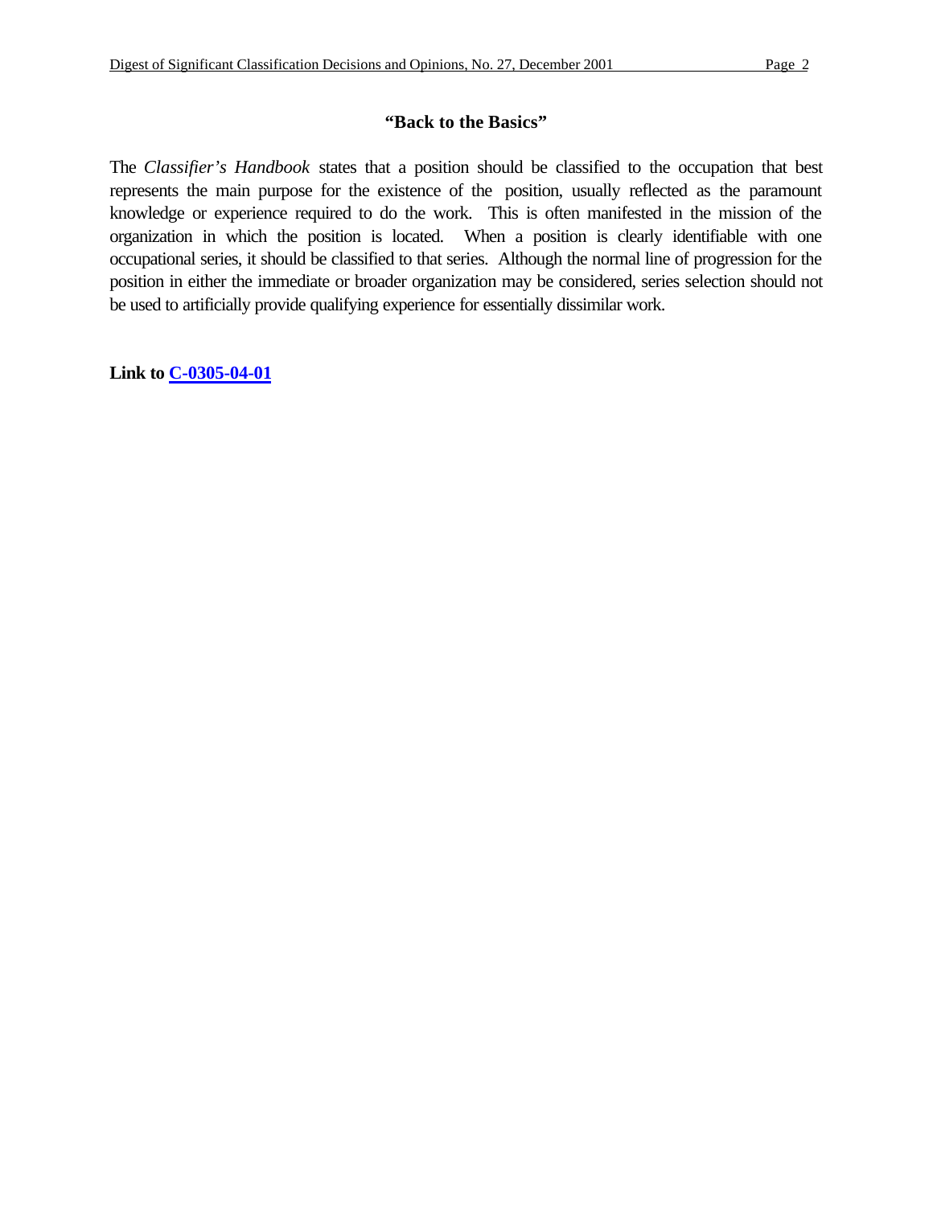## "Back to the Basics"

The *Classifier's Handbook* states that a position should be classified to the occupation that best represents the main purpose for the existence of the position, usually reflected as the paramount knowledge or experience required to do the work. This is often manifested in the mission of the organization in which the position is located. When a position is clearly identifiable with one occupational series, it should be classified to that series. Although the normal line of progression for the position in either the immediate or broader organization may be considered, series selection should not be used to artificially provide qualifying experience for essentially dissimilar work.

**Link to C-0305-04-01**